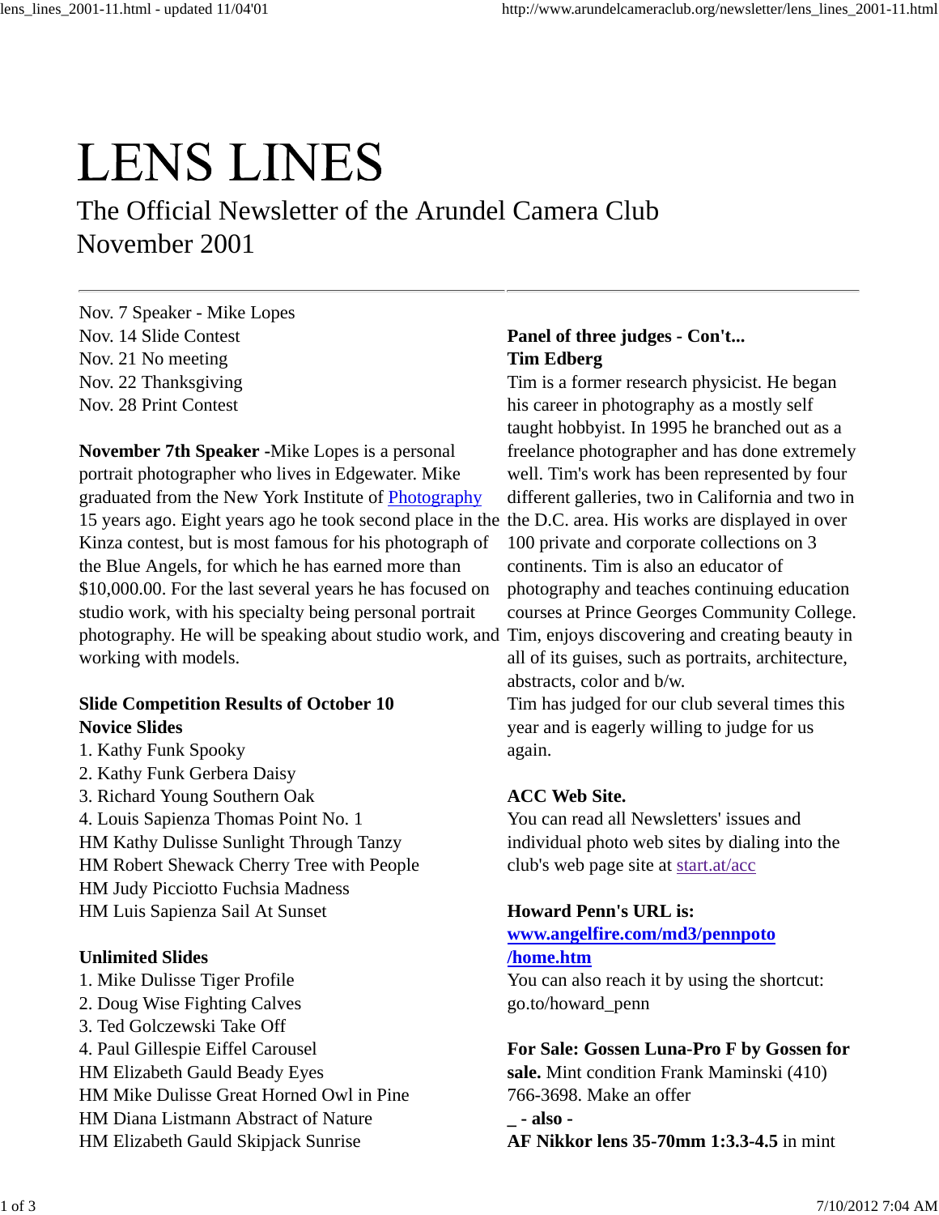# LENS LINES

## The Official Newsletter of the Arundel Camera Club
## November 2001

Nov. 7 Speaker - Mike Lopes
Nov. 14 Slide Contest
Nov. 21 No meeting
Nov. 22 Thanksgiving
Nov. 28 Print Contest

**November 7th Speaker** -Mike Lopes is a personal portrait photographer who lives in Edgewater. Mike graduated from the New York Institute of Photography 15 years ago. Eight years ago he took second place in the Kinza contest, but is most famous for his photograph of the Blue Angels, for which he has earned more than $10,000.00. For the last several years he has focused on studio work, with his specialty being personal portrait photography. He will be speaking about studio work, and working with models.

**Slide Competition Results of October 10**
**Novice Slides**
1. Kathy Funk Spooky
2. Kathy Funk Gerbera Daisy
3. Richard Young Southern Oak
4. Louis Sapienza Thomas Point No. 1

HM Kathy Dulisse Sunlight Through Tanzy
HM Robert Shewack Cherry Tree with People
HM Judy Picciotto Fuchsia Madness
HM Luis Sapienza Sail At Sunset

**Unlimited Slides**
1. Mike Dulisse Tiger Profile
2. Doug Wise Fighting Calves
3. Ted Golczewski Take Off
4. Paul Gillespie Eiffel Carousel

HM Elizabeth Gauld Beady Eyes
HM Mike Dulisse Great Horned Owl in Pine
HM Diana Listmann Abstract of Nature
HM Elizabeth Gauld Skipjack Sunrise

**Panel of three judges - Con't...**
**Tim Edberg**
Tim is a former research physicist. He began his career in photography as a mostly self taught hobbyist. In 1995 he branched out as a freelance photographer and has done extremely well. Tim's work has been represented by four different galleries, two in California and two in the D.C. area. His works are displayed in over 100 private and corporate collections on 3 continents. Tim is also an educator of photography and teaches continuing education courses at Prince Georges Community College. Tim, enjoys discovering and creating beauty in all of its guises, such as portraits, architecture, abstracts, color and b/w.
Tim has judged for our club several times this year and is eagerly willing to judge for us again.

**ACC Web Site.**
You can read all Newsletters' issues and individual photo web sites by dialing into the club's web page site at start.at/acc

**Howard Penn's URL is:**
**www.angelfire.com/md3/pennpoto/home.htm**
You can also reach it by using the shortcut: go.to/howard_penn

**For Sale: Gossen Luna-Pro F by Gossen for sale.** Mint condition Frank Maminski (410) 766-3698. Make an offer
**_ - also -**
**AF Nikkor lens 35-70mm 1:3.3-4.5** in mint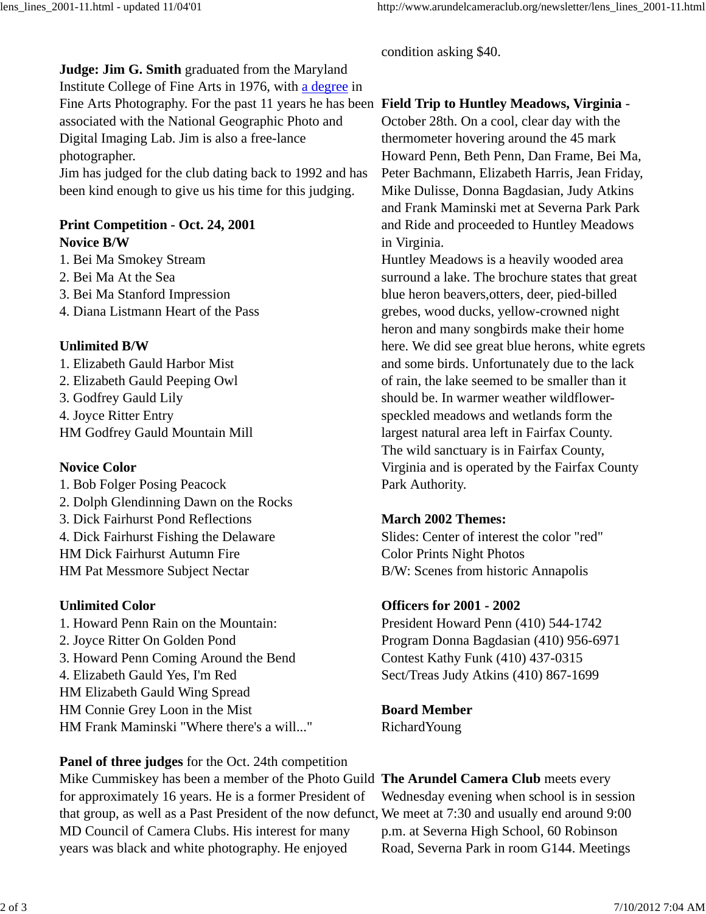**Judge: Jim G. Smith** graduated from the Maryland Institute College of Fine Arts in 1976, with a degree in Fine Arts Photography. For the past 11 years he has been associated with the National Geographic Photo and Digital Imaging Lab. Jim is also a free-lance photographer.
Jim has judged for the club dating back to 1992 and has been kind enough to give us his time for this judging.

**Print Competition - Oct. 24, 2001**

**Novice B/W**
1. Bei Ma Smokey Stream
2. Bei Ma At the Sea
3. Bei Ma Stanford Impression
4. Diana Listmann Heart of the Pass

**Unlimited B/W**
1. Elizabeth Gauld Harbor Mist
2. Elizabeth Gauld Peeping Owl
3. Godfrey Gauld Lily
4. Joyce Ritter Entry

HM Godfrey Gauld Mountain Mill

**Novice Color**
1. Bob Folger Posing Peacock
2. Dolph Glendinning Dawn on the Rocks
3. Dick Fairhurst Pond Reflections
4. Dick Fairhurst Fishing the Delaware

HM Dick Fairhurst Autumn Fire
HM Pat Messmore Subject Nectar

**Unlimited Color**
1. Howard Penn Rain on the Mountain:
2. Joyce Ritter On Golden Pond
3. Howard Penn Coming Around the Bend
4. Elizabeth Gauld Yes, I'm Red

HM Elizabeth Gauld Wing Spread
HM Connie Grey Loon in the Mist
HM Frank Maminski "Where there's a will..."

**Panel of three judges** for the Oct. 24th competition
Mike Cummiskey has been a member of the Photo Guild for approximately 16 years. He is a former President of that group, as well as a Past President of the now defunct, MD Council of Camera Clubs. His interest for many years was black and white photography. He enjoyed

condition asking $40.

**Field Trip to Huntley Meadows, Virginia** - October 28th. On a cool, clear day with the thermometer hovering around the 45 mark Howard Penn, Beth Penn, Dan Frame, Bei Ma, Peter Bachmann, Elizabeth Harris, Jean Friday, Mike Dulisse, Donna Bagdasian, Judy Atkins and Frank Maminski met at Severna Park Park and Ride and proceeded to Huntley Meadows in Virginia.
Huntley Meadows is a heavily wooded area surround a lake. The brochure states that great blue heron beavers,otters, deer, pied-billed grebes, wood ducks, yellow-crowned night heron and many songbirds make their home here. We did see great blue herons, white egrets and some birds. Unfortunately due to the lack of rain, the lake seemed to be smaller than it should be. In warmer weather wildflower-speckled meadows and wetlands form the largest natural area left in Fairfax County.
The wild sanctuary is in Fairfax County, Virginia and is operated by the Fairfax County Park Authority.

**March 2002 Themes:**
Slides: Center of interest the color "red"
Color Prints Night Photos
B/W: Scenes from historic Annapolis

**Officers for 2001 - 2002**
President Howard Penn (410) 544-1742
Program Donna Bagdasian (410) 956-6971
Contest Kathy Funk (410) 437-0315
Sect/Treas Judy Atkins (410) 867-1699

**Board Member**
RichardYoung

**The Arundel Camera Club** meets every Wednesday evening when school is in session We meet at 7:30 and usually end around 9:00 p.m. at Severna High School, 60 Robinson Road, Severna Park in room G144. Meetings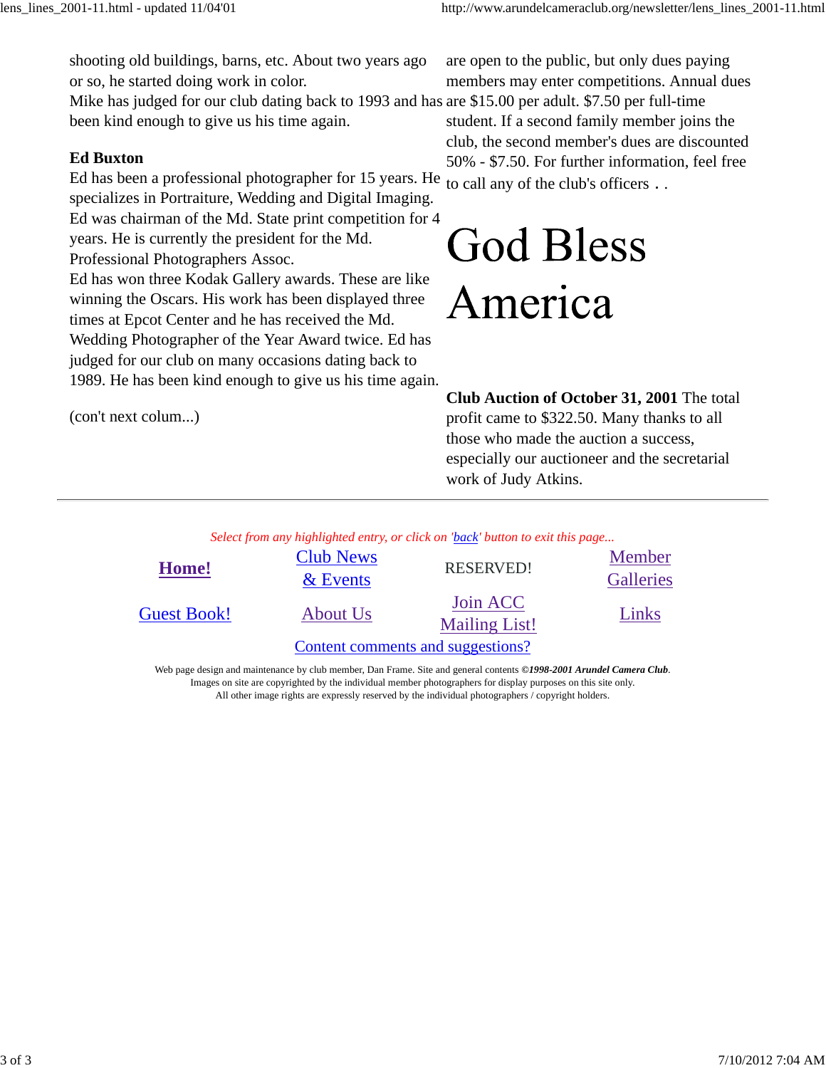shooting old buildings, barns, etc. About two years ago or so, he started doing work in color.
Mike has judged for our club dating back to 1993 and has been kind enough to give us his time again.

**Ed Buxton**
Ed has been a professional photographer for 15 years. He specializes in Portraiture, Wedding and Digital Imaging. Ed was chairman of the Md. State print competition for 4 years. He is currently the president for the Md. Professional Photographers Assoc.
Ed has won three Kodak Gallery awards. These are like winning the Oscars. His work has been displayed three times at Epcot Center and he has received the Md. Wedding Photographer of the Year Award twice. Ed has judged for our club on many occasions dating back to 1989. He has been kind enough to give us his time again.

(con't next colum...)

are open to the public, but only dues paying members may enter competitions. Annual dues are $15.00 per adult. $7.50 per full-time student. If a second family member joins the club, the second member's dues are discounted 50% - $7.50. For further information, feel free to call any of the club's officers . .

# God Bless America

**Club Auction of October 31, 2001** The total profit came to $322.50. Many thanks to all those who made the auction a success, especially our auctioneer and the secretarial work of Judy Atkins.

---

*Select from any highlighted entry, or click on 'back' button to exit this page...*

| | | | |
|---|---|---|---|
| **Home!** | Club News & Events | RESERVED! | Member Galleries |
| Guest Book! | About Us | Join ACC Mailing List! | Links |

Content comments and suggestions?

Web page design and maintenance by club member, Dan Frame. Site and general contents ***©1998-2001 Arundel Camera Club***.
Images on site are copyrighted by the individual member photographers for display purposes on this site only.
All other image rights are expressly reserved by the individual photographers / copyright holders.